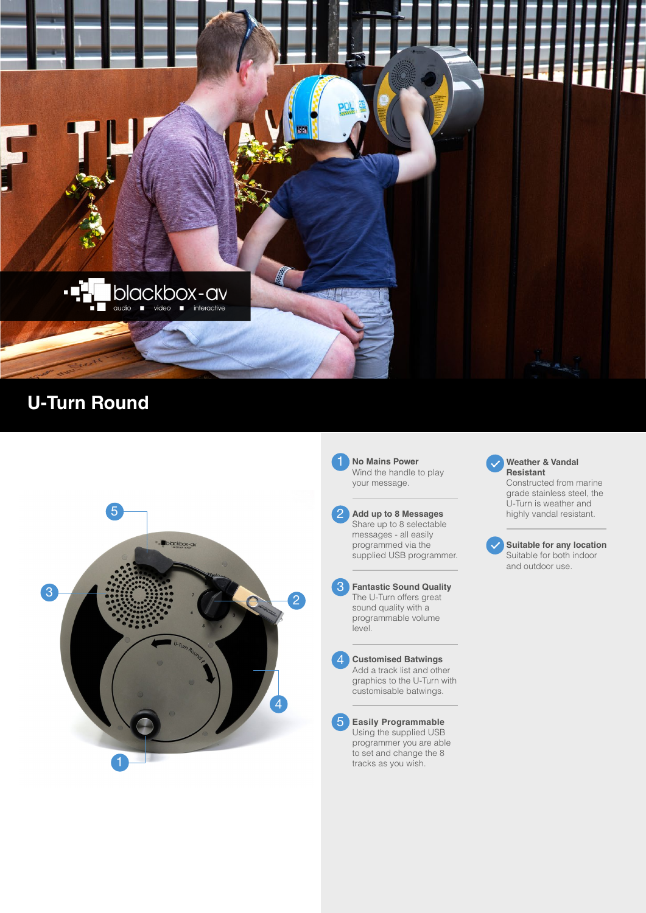# U-Turn Round

1. **No Mains Power**
   Wind the handle to play your message.

2. **Add up to 8 Messages**
   Share up to 8 selectable messages - all easily programmed via the supplied USB programmer.

3. **Fantastic Sound Quality**
   The U-Turn offers great sound quality with a programmable volume level.

4. **Customised Batwings**
   Add a track list and other graphics to the U-Turn with customisable batwings.

5. **Easily Programmable**
   Using the supplied USB programmer you are able to set and change the 8 tracks as you wish.

- **Weather & Vandal Resistant**
  Constructed from marine grade stainless steel, the U-Turn is weather and highly vandal resistant.

- **Suitable for any location**
  Suitable for both indoor and outdoor use.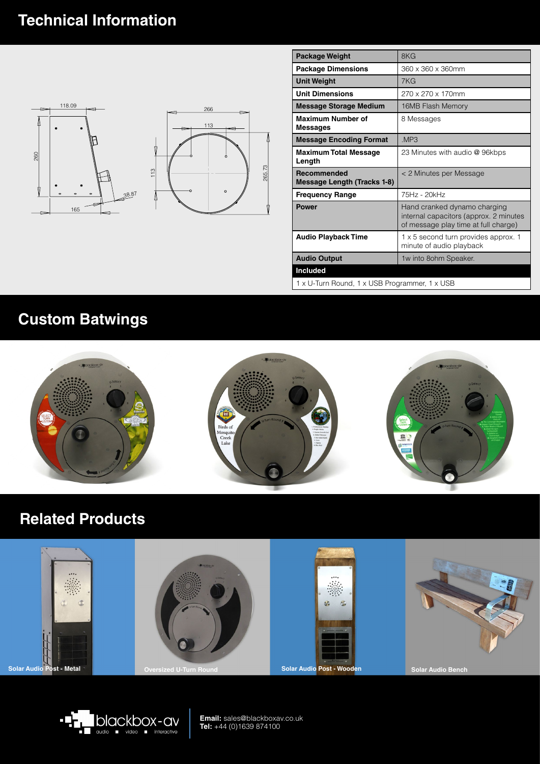# Technical Information

118.09

260

165

38.87

266

113

113

265.73

| | |
|---|---|
| Package Weight | 8KG |
| Package Dimensions | 360 x 360 x 360mm |
| Unit Weight | 7KG |
| Unit Dimensions | 270 x 270 x 170mm |
| Message Storage Medium | 16MB Flash Memory |
| Maximum Number of Messages | 8 Messages |
| Message Encoding Format | .MP3 |
| Maximum Total Message Length | 23 Minutes with audio @ 96kbps |
| Recommended Message Length (Tracks 1-8) | < 2 Minutes per Message |
| Frequency Range | 75Hz - 20kHz |
| Power | Hand cranked dynamo charging internal capacitors (approx. 2 minutes of message play time at full charge) |
| Audio Playback Time | 1 x 5 second turn provides approx. 1 minute of audio playback |
| Audio Output | 1w into 8ohm Speaker. |
| **Included** | |
| 1 x U-Turn Round, 1 x USB Programmer, 1 x USB | |

# Custom Batwings

# Related Products

Solar Audio Post - Metal

Oversized U-Turn Round

Solar Audio Post - Wooden

Solar Audio Bench

blackbox-av
audio ■ video ■ interactive

**Email:** sales@blackboxav.co.uk
**Tel:** +44 (0)1639 874100